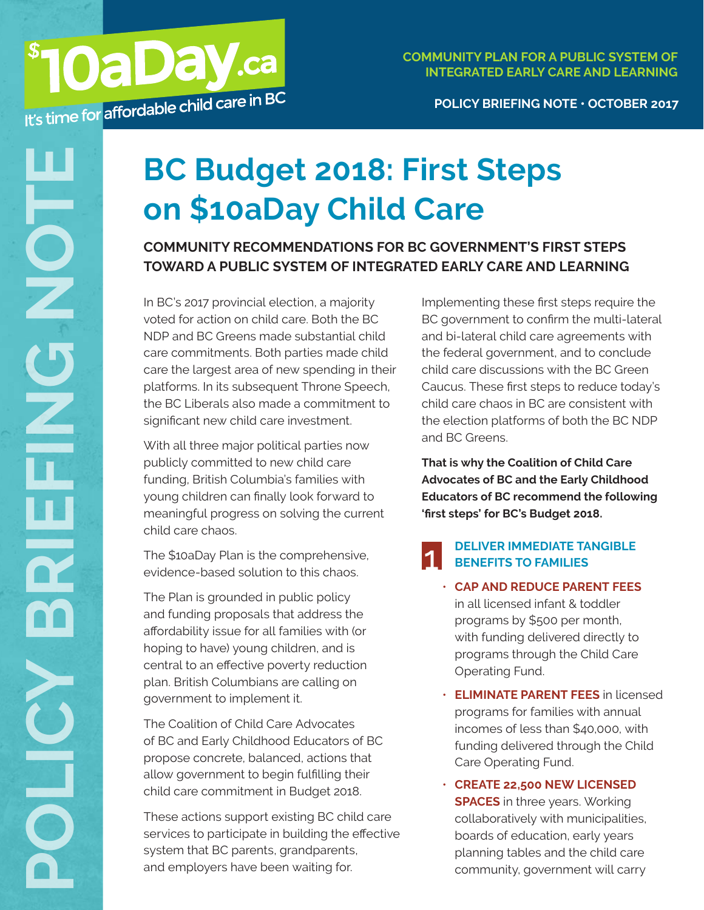$10aDay.ca

It's time for affordable child care in BC

COMMUNITY PLAN FOR A PUBLIC SYSTEM OF INTEGRATED EARLY CARE AND LEARNING

POLICY BRIEFING NOTE · OCTOBER 2017

POLICY BRIEFING NOTE

# BC Budget 2018: First Steps on $10aDay Child Care

## COMMUNITY RECOMMENDATIONS FOR BC GOVERNMENT'S FIRST STEPS TOWARD A PUBLIC SYSTEM OF INTEGRATED EARLY CARE AND LEARNING

In BC's 2017 provincial election, a majority voted for action on child care. Both the BC NDP and BC Greens made substantial child care commitments. Both parties made child care the largest area of new spending in their platforms. In its subsequent Throne Speech, the BC Liberals also made a commitment to significant new child care investment.

With all three major political parties now publicly committed to new child care funding, British Columbia's families with young children can finally look forward to meaningful progress on solving the current child care chaos.

The $10aDay Plan is the comprehensive, evidence-based solution to this chaos.

The Plan is grounded in public policy and funding proposals that address the affordability issue for all families with (or hoping to have) young children, and is central to an effective poverty reduction plan. British Columbians are calling on government to implement it.

The Coalition of Child Care Advocates of BC and Early Childhood Educators of BC propose concrete, balanced, actions that allow government to begin fulfilling their child care commitment in Budget 2018.

These actions support existing BC child care services to participate in building the effective system that BC parents, grandparents, and employers have been waiting for.

Implementing these first steps require the BC government to confirm the multi-lateral and bi-lateral child care agreements with the federal government, and to conclude child care discussions with the BC Green Caucus. These first steps to reduce today's child care chaos in BC are consistent with the election platforms of both the BC NDP and BC Greens.

**That is why the Coalition of Child Care Advocates of BC and the Early Childhood Educators of BC recommend the following 'first steps' for BC's Budget 2018.**

### 1 DELIVER IMMEDIATE TANGIBLE BENEFITS TO FAMILIES

- **CAP AND REDUCE PARENT FEES** in all licensed infant & toddler programs by $500 per month, with funding delivered directly to programs through the Child Care Operating Fund.
- **ELIMINATE PARENT FEES** in licensed programs for families with annual incomes of less than $40,000, with funding delivered through the Child Care Operating Fund.
- **CREATE 22,500 NEW LICENSED SPACES** in three years. Working collaboratively with municipalities, boards of education, early years planning tables and the child care community, government will carry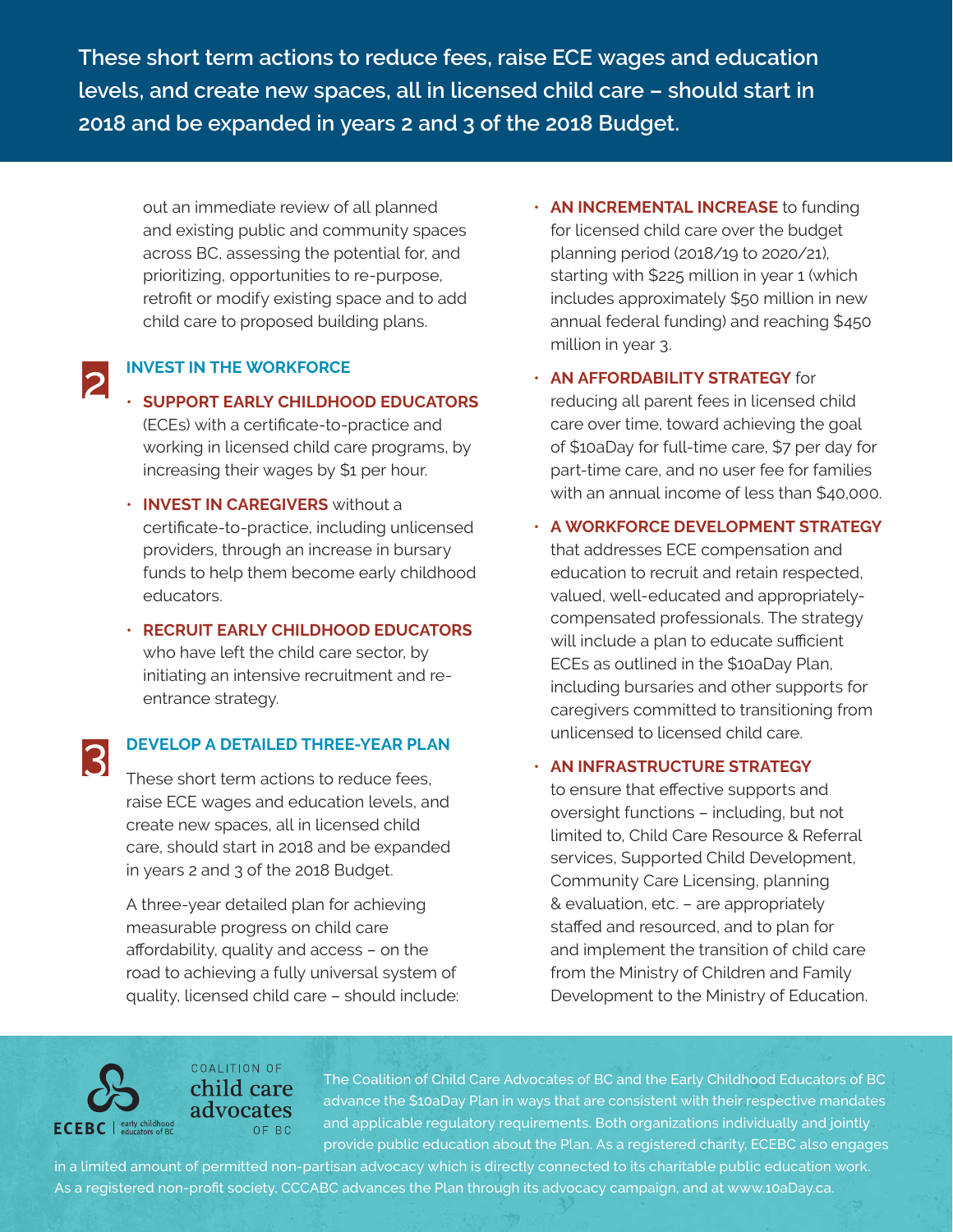**These short term actions to reduce fees, raise ECE wages and education levels, and create new spaces, all in licensed child care – should start in 2018 and be expanded in years 2 and 3 of the 2018 Budget.**

out an immediate review of all planned and existing public and community spaces across BC, assessing the potential for, and prioritizing, opportunities to re-purpose, retrofit or modify existing space and to add child care to proposed building plans.

## 2 INVEST IN THE WORKFORCE

- **SUPPORT EARLY CHILDHOOD EDUCATORS** (ECEs) with a certificate-to-practice and working in licensed child care programs, by increasing their wages by $1 per hour.
- **INVEST IN CAREGIVERS** without a certificate-to-practice, including unlicensed providers, through an increase in bursary funds to help them become early childhood educators.
- **RECRUIT EARLY CHILDHOOD EDUCATORS** who have left the child care sector, by initiating an intensive recruitment and re-entrance strategy.

## 3 DEVELOP A DETAILED THREE-YEAR PLAN

These short term actions to reduce fees, raise ECE wages and education levels, and create new spaces, all in licensed child care, should start in 2018 and be expanded in years 2 and 3 of the 2018 Budget.

A three-year detailed plan for achieving measurable progress on child care affordability, quality and access – on the road to achieving a fully universal system of quality, licensed child care – should include:

- **AN INCREMENTAL INCREASE** to funding for licensed child care over the budget planning period (2018/19 to 2020/21), starting with $225 million in year 1 (which includes approximately $50 million in new annual federal funding) and reaching $450 million in year 3.
- **AN AFFORDABILITY STRATEGY** for reducing all parent fees in licensed child care over time, toward achieving the goal of $10aDay for full-time care, $7 per day for part-time care, and no user fee for families with an annual income of less than $40,000.
- **A WORKFORCE DEVELOPMENT STRATEGY** that addresses ECE compensation and education to recruit and retain respected, valued, well-educated and appropriately-compensated professionals. The strategy will include a plan to educate sufficient ECEs as outlined in the $10aDay Plan, including bursaries and other supports for caregivers committed to transitioning from unlicensed to licensed child care.
- **AN INFRASTRUCTURE STRATEGY** to ensure that effective supports and oversight functions – including, but not limited to, Child Care Resource & Referral services, Supported Child Development, Community Care Licensing, planning & evaluation, etc. – are appropriately staffed and resourced, and to plan for and implement the transition of child care from the Ministry of Children and Family Development to the Ministry of Education.

ECEBC | early childhood educators of BC

COALITION OF child care advocates OF BC

The Coalition of Child Care Advocates of BC and the Early Childhood Educators of BC advance the $10aDay Plan in ways that are consistent with their respective mandates and applicable regulatory requirements. Both organizations individually and jointly provide public education about the Plan. As a registered charity, ECEBC also engages in a limited amount of permitted non-partisan advocacy which is directly connected to its charitable public education work. As a registered non-profit society, CCCABC advances the Plan through its advocacy campaign, and at www.10aDay.ca.